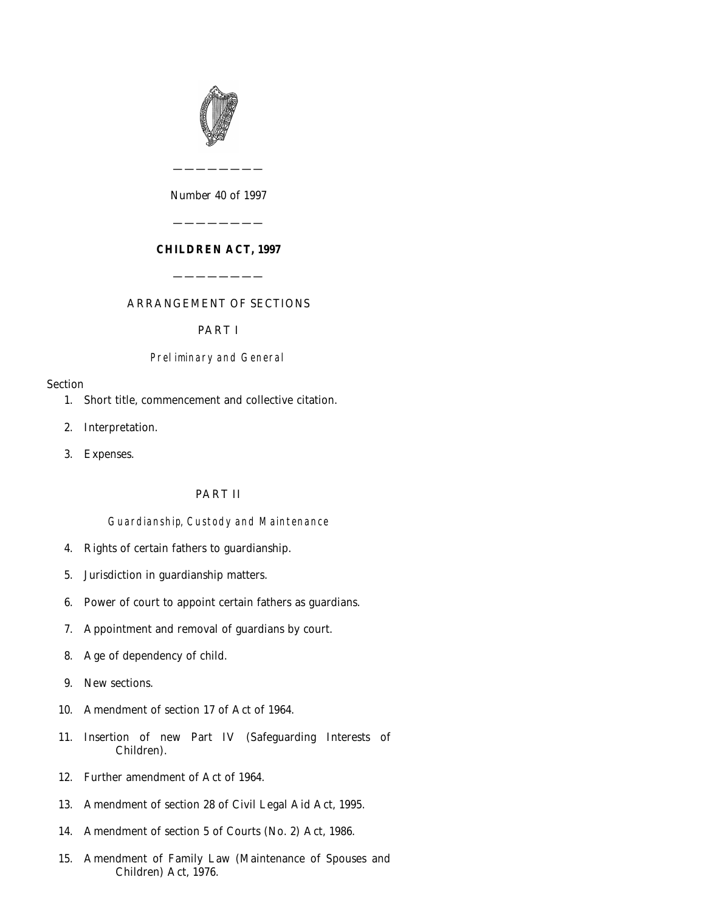———————

Number 40 of 1997

———————

# CHILDREN ACT, 1997

———————

ARRANGEMENT OF SECTIONS

## PART I

*Preliminary and General*

Section

1. Short title, commencement and collective citation.
2. Interpretation.
3. Expenses.

## PART II

*Guardianship, Custody and Maintenance*

4. Rights of certain fathers to guardianship.
5. Jurisdiction in guardianship matters.
6. Power of court to appoint certain fathers as guardians.
7. Appointment and removal of guardians by court.
8. Age of dependency of child.
9. New sections.
10. Amendment of section 17 of Act of 1964.
11. Insertion of new Part IV (Safeguarding Interests of Children).
12. Further amendment of Act of 1964.
13. Amendment of section 28 of Civil Legal Aid Act, 1995.
14. Amendment of section 5 of Courts (No. 2) Act, 1986.
15. Amendment of Family Law (Maintenance of Spouses and Children) Act, 1976.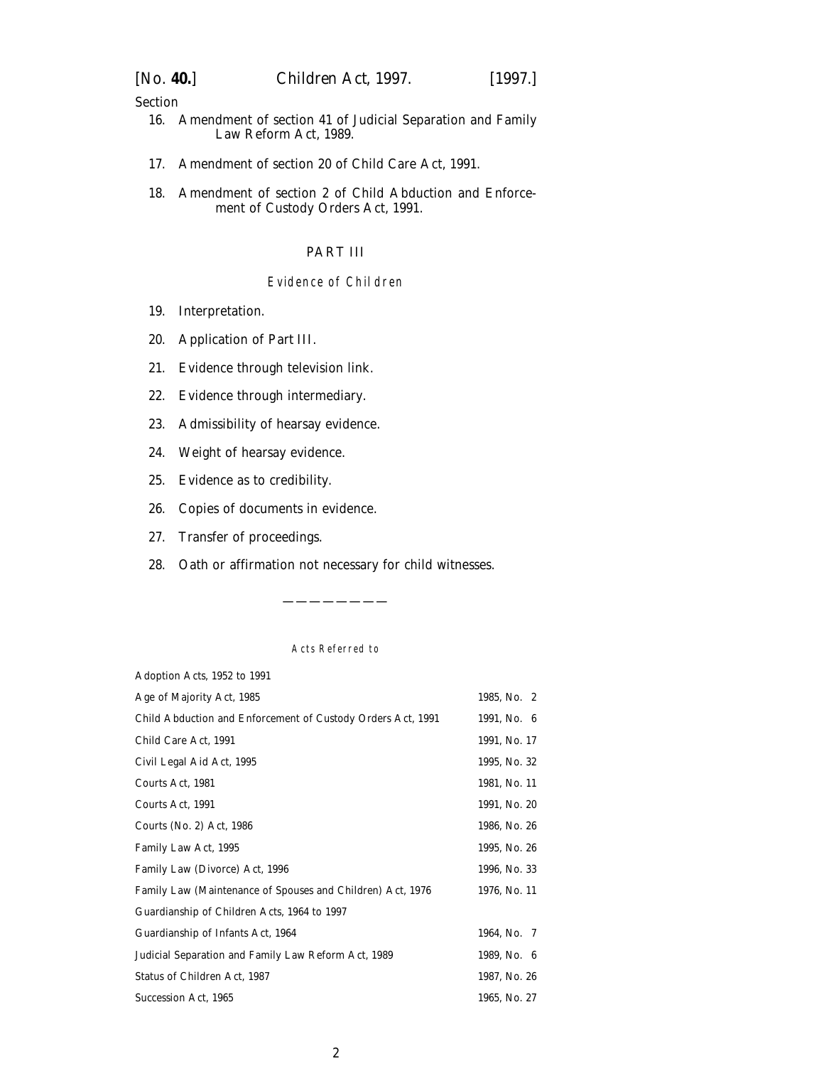Section

16. Amendment of section 41 of Judicial Separation and Family Law Reform Act, 1989.

17. Amendment of section 20 of Child Care Act, 1991.

18. Amendment of section 2 of Child Abduction and Enforcement of Custody Orders Act, 1991.

## PART III

### *Evidence of Children*

19. Interpretation.

20. Application of Part III.

21. Evidence through television link.

22. Evidence through intermediary.

23. Admissibility of hearsay evidence.

24. Weight of hearsay evidence.

25. Evidence as to credibility.

26. Copies of documents in evidence.

27. Transfer of proceedings.

28. Oath or affirmation not necessary for child witnesses.

---

*Acts Referred to*

| | |
|---|---|
| Adoption Acts, 1952 to 1991 | |
| Age of Majority Act, 1985 | 1985, No. 2 |
| Child Abduction and Enforcement of Custody Orders Act, 1991 | 1991, No. 6 |
| Child Care Act, 1991 | 1991, No. 17 |
| Civil Legal Aid Act, 1995 | 1995, No. 32 |
| Courts Act, 1981 | 1981, No. 11 |
| Courts Act, 1991 | 1991, No. 20 |
| Courts (No. 2) Act, 1986 | 1986, No. 26 |
| Family Law Act, 1995 | 1995, No. 26 |
| Family Law (Divorce) Act, 1996 | 1996, No. 33 |
| Family Law (Maintenance of Spouses and Children) Act, 1976 | 1976, No. 11 |
| Guardianship of Children Acts, 1964 to 1997 | |
| Guardianship of Infants Act, 1964 | 1964, No. 7 |
| Judicial Separation and Family Law Reform Act, 1989 | 1989, No. 6 |
| Status of Children Act, 1987 | 1987, No. 26 |
| Succession Act, 1965 | 1965, No. 27 |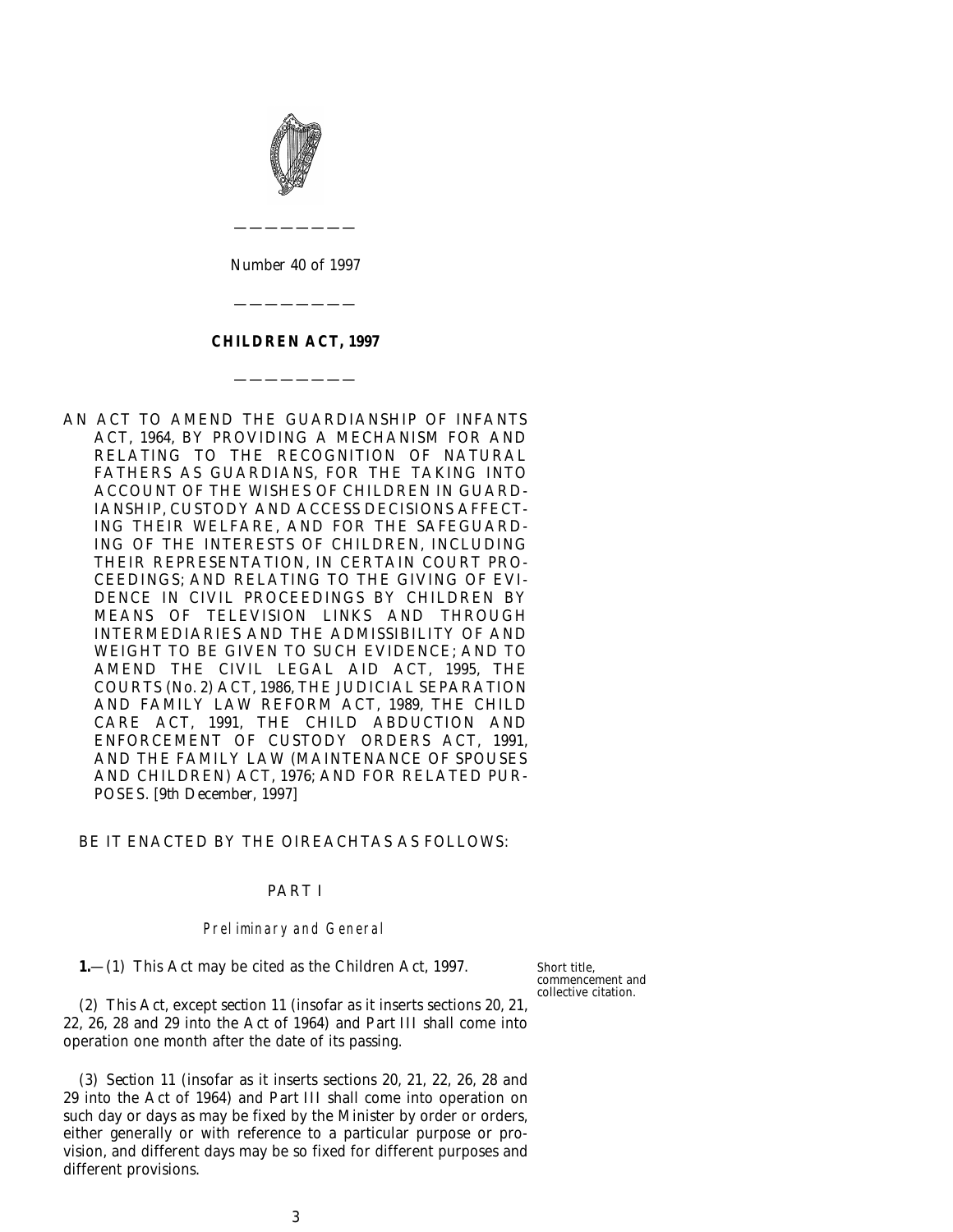———————

Number 40 of 1997

———————

# CHILDREN ACT, 1997

———————

AN ACT TO AMEND THE GUARDIANSHIP OF INFANTS ACT, 1964, BY PROVIDING A MECHANISM FOR AND RELATING TO THE RECOGNITION OF NATURAL FATHERS AS GUARDIANS, FOR THE TAKING INTO ACCOUNT OF THE WISHES OF CHILDREN IN GUARDIANSHIP, CUSTODY AND ACCESS DECISIONS AFFECTING THEIR WELFARE, AND FOR THE SAFEGUARDING OF THE INTERESTS OF CHILDREN, INCLUDING THEIR REPRESENTATION, IN CERTAIN COURT PROCEEDINGS; AND RELATING TO THE GIVING OF EVIDENCE IN CIVIL PROCEEDINGS BY CHILDREN BY MEANS OF TELEVISION LINKS AND THROUGH INTERMEDIARIES AND THE ADMISSIBILITY OF AND WEIGHT TO BE GIVEN TO SUCH EVIDENCE; AND TO AMEND THE CIVIL LEGAL AID ACT, 1995, THE COURTS (No. 2) ACT, 1986, THE JUDICIAL SEPARATION AND FAMILY LAW REFORM ACT, 1989, THE CHILD CARE ACT, 1991, THE CHILD ABDUCTION AND ENFORCEMENT OF CUSTODY ORDERS ACT, 1991, AND THE FAMILY LAW (MAINTENANCE OF SPOUSES AND CHILDREN) ACT, 1976; AND FOR RELATED PURPOSES. [9th December, 1997]

BE IT ENACTED BY THE OIREACHTAS AS FOLLOWS:

## PART I

### *Preliminary and General*

*Short title, commencement and collective citation.*

**1.**—(1) This Act may be cited as the Children Act, 1997.

(2) This Act, except section 11 (insofar as it inserts sections 20, 21, 22, 26, 28 and 29 into the Act of 1964) and Part III shall come into operation one month after the date of its passing.

(3) Section 11 (insofar as it inserts sections 20, 21, 22, 26, 28 and 29 into the Act of 1964) and Part III shall come into operation on such day or days as may be fixed by the Minister by order or orders, either generally or with reference to a particular purpose or provision, and different days may be so fixed for different purposes and different provisions.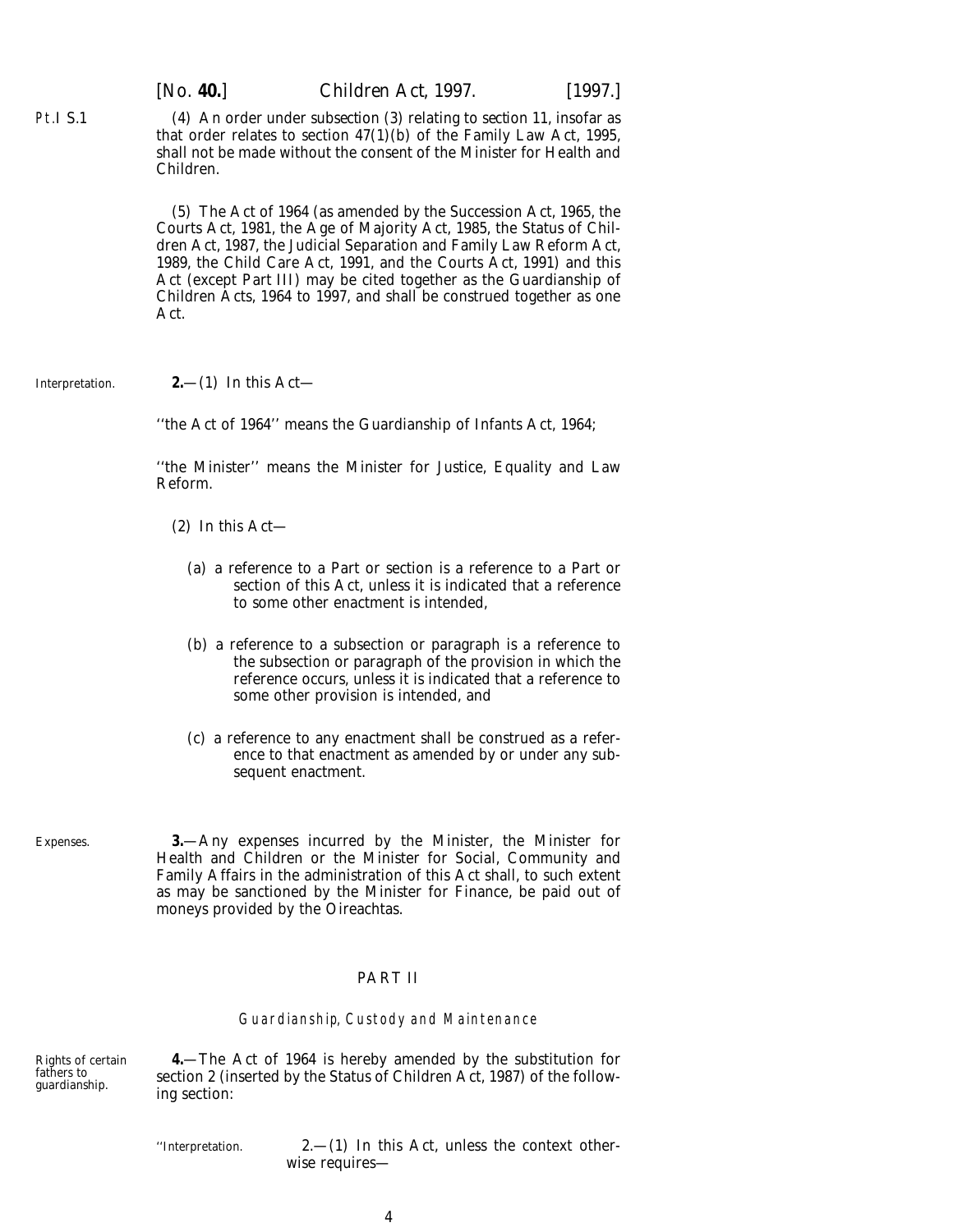Pt.I S.1

(4) An order under *subsection (3)* relating to *section 11*, insofar as that order relates to section 47(1)(*b*) of the Family Law Act, 1995, shall not be made without the consent of the Minister for Health and Children.

(5) The Act of 1964 (as amended by the Succession Act, 1965, the Courts Act, 1981, the Age of Majority Act, 1985, the Status of Children Act, 1987, the Judicial Separation and Family Law Reform Act, 1989, the Child Care Act, 1991, and the Courts Act, 1991) and this Act (except *Part III*) may be cited together as the Guardianship of Children Acts, 1964 to 1997, and shall be construed together as one Act.

Interpretation.

**2.**—(1) In this Act—

''the Act of 1964'' means the Guardianship of Infants Act, 1964;

''the Minister'' means the Minister for Justice, Equality and Law Reform.

(2) In this Act—

(*a*) a reference to a Part or section is a reference to a Part or section of this Act, unless it is indicated that a reference to some other enactment is intended,

(*b*) a reference to a subsection or paragraph is a reference to the subsection or paragraph of the provision in which the reference occurs, unless it is indicated that a reference to some other provision is intended, and

(*c*) a reference to any enactment shall be construed as a reference to that enactment as amended by or under any subsequent enactment.

Expenses.

**3.**—Any expenses incurred by the Minister, the Minister for Health and Children or the Minister for Social, Community and Family Affairs in the administration of this Act shall, to such extent as may be sanctioned by the Minister for Finance, be paid out of moneys provided by the Oireachtas.

## PART II

### *Guardianship, Custody and Maintenance*

Rights of certain fathers to guardianship.

**4.**—The Act of 1964 is hereby amended by the substitution for section 2 (inserted by the Status of Children Act, 1987) of the following section:

''Interpretation.

2.—(1) In this Act, unless the context otherwise requires—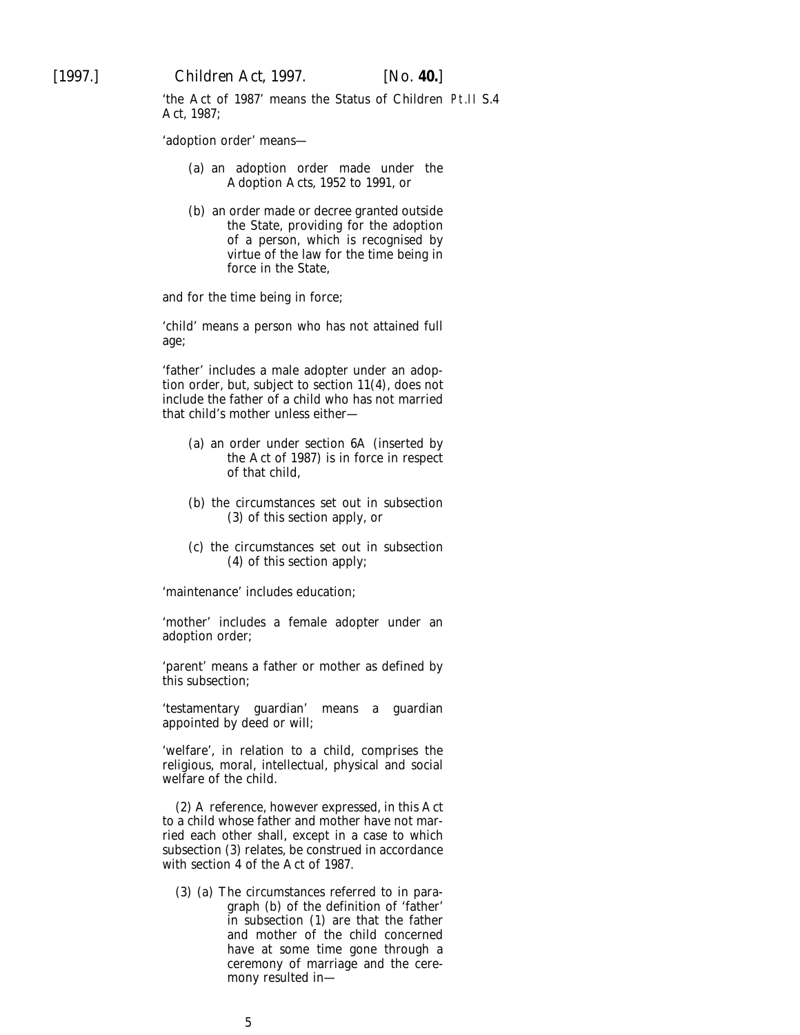'the Act of 1987' means the Status of Children Act, 1987;

'adoption order' means—

(a) an adoption order made under the Adoption Acts, 1952 to 1991, or

(b) an order made or decree granted outside the State, providing for the adoption of a person, which is recognised by virtue of the law for the time being in force in the State,

and for the time being in force;

'child' means a person who has not attained full age;

'father' includes a male adopter under an adoption order, but, subject to section 11(4), does not include the father of a child who has not married that child's mother unless either—

(a) an order under section 6A (inserted by the Act of 1987) is in force in respect of that child,

(b) the circumstances set out in subsection (3) of this section apply, or

(c) the circumstances set out in subsection (4) of this section apply;

'maintenance' includes education;

'mother' includes a female adopter under an adoption order;

'parent' means a father or mother as defined by this subsection;

'testamentary guardian' means a guardian appointed by deed or will;

'welfare', in relation to a child, comprises the religious, moral, intellectual, physical and social welfare of the child.

(2) A reference, however expressed, in this Act to a child whose father and mother have not married each other shall, except in a case to which subsection (3) relates, be construed in accordance with section 4 of the Act of 1987.

(3) (a) The circumstances referred to in paragraph (b) of the definition of 'father' in subsection (1) are that the father and mother of the child concerned have at some time gone through a ceremony of marriage and the ceremony resulted in—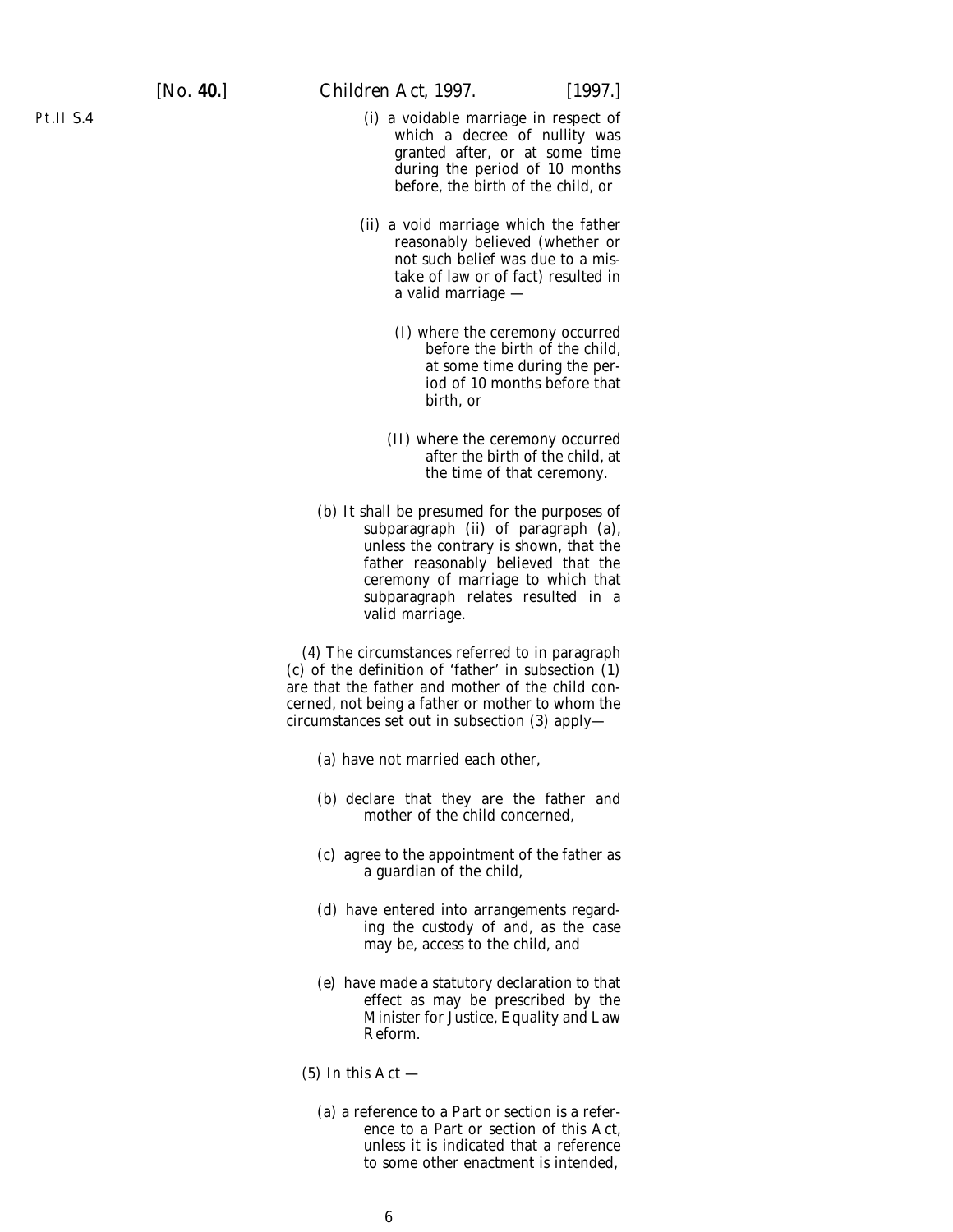(i) a voidable marriage in respect of which a decree of nullity was granted after, or at some time during the period of 10 months before, the birth of the child, or

(ii) a void marriage which the father reasonably believed (whether or not such belief was due to a mistake of law or of fact) resulted in a valid marriage —

(I) where the ceremony occurred before the birth of the child, at some time during the period of 10 months before that birth, or

(II) where the ceremony occurred after the birth of the child, at the time of that ceremony.

(b) It shall be presumed for the purposes of subparagraph (ii) of paragraph (a), unless the contrary is shown, that the father reasonably believed that the ceremony of marriage to which that subparagraph relates resulted in a valid marriage.

(4) The circumstances referred to in paragraph (c) of the definition of 'father' in subsection (1) are that the father and mother of the child concerned, not being a father or mother to whom the circumstances set out in subsection (3) apply—

(a) have not married each other,

(b) declare that they are the father and mother of the child concerned,

(c) agree to the appointment of the father as a guardian of the child,

(d) have entered into arrangements regarding the custody of and, as the case may be, access to the child, and

(e) have made a statutory declaration to that effect as may be prescribed by the Minister for Justice, Equality and Law Reform.

(5) In this Act —

(a) a reference to a Part or section is a reference to a Part or section of this Act, unless it is indicated that a reference to some other enactment is intended,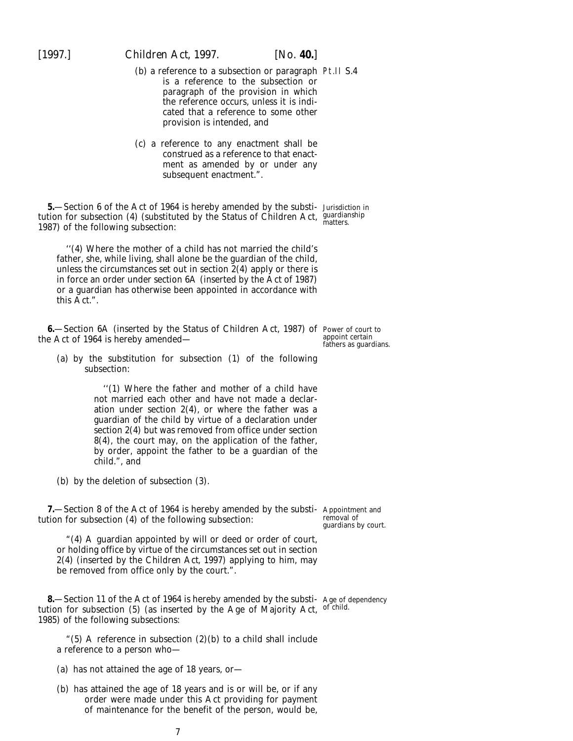(*b*) a reference to a subsection or paragraph is a reference to the subsection or paragraph of the provision in which the reference occurs, unless it is indicated that a reference to some other provision is intended, and

(*c*) a reference to any enactment shall be construed as a reference to that enactment as amended by or under any subsequent enactment.".

Jurisdiction in guardianship matters.

**5.**—Section 6 of the Act of 1964 is hereby amended by the substitution for subsection (4) (substituted by the Status of Children Act, 1987) of the following subsection:

"(4) Where the mother of a child has not married the child's father, she, while living, shall alone be the guardian of the child, unless the circumstances set out in section 2(4) apply or there is in force an order under section 6A (inserted by the Act of 1987) or a guardian has otherwise been appointed in accordance with this Act.".

Power of court to appoint certain fathers as guardians.

**6.**—Section 6A (inserted by the Status of Children Act, 1987) of the Act of 1964 is hereby amended—

(*a*) by the substitution for subsection (1) of the following subsection:

"(1) Where the father and mother of a child have not married each other and have not made a declaration under section 2(4), or where the father was a guardian of the child by virtue of a declaration under section 2(4) but was removed from office under section 8(4), the court may, on the application of the father, by order, appoint the father to be a guardian of the child.", and

(*b*) by the deletion of subsection (3).

Appointment and removal of guardians by court.

**7.**—Section 8 of the Act of 1964 is hereby amended by the substitution for subsection (4) of the following subsection:

"(4) A guardian appointed by will or deed or order of court, or holding office by virtue of the circumstances set out in section 2(4) (inserted by the Children Act, 1997) applying to him, may be removed from office only by the court.".

Age of dependency of child.

**8.**—Section 11 of the Act of 1964 is hereby amended by the substitution for subsection (5) (as inserted by the Age of Majority Act, 1985) of the following subsections:

"(5) A reference in subsection (2)(*b*) to a child shall include a reference to a person who—

(*a*) has not attained the age of 18 years, or—

(*b*) has attained the age of 18 years and is or will be, or if any order were made under this Act providing for payment of maintenance for the benefit of the person, would be,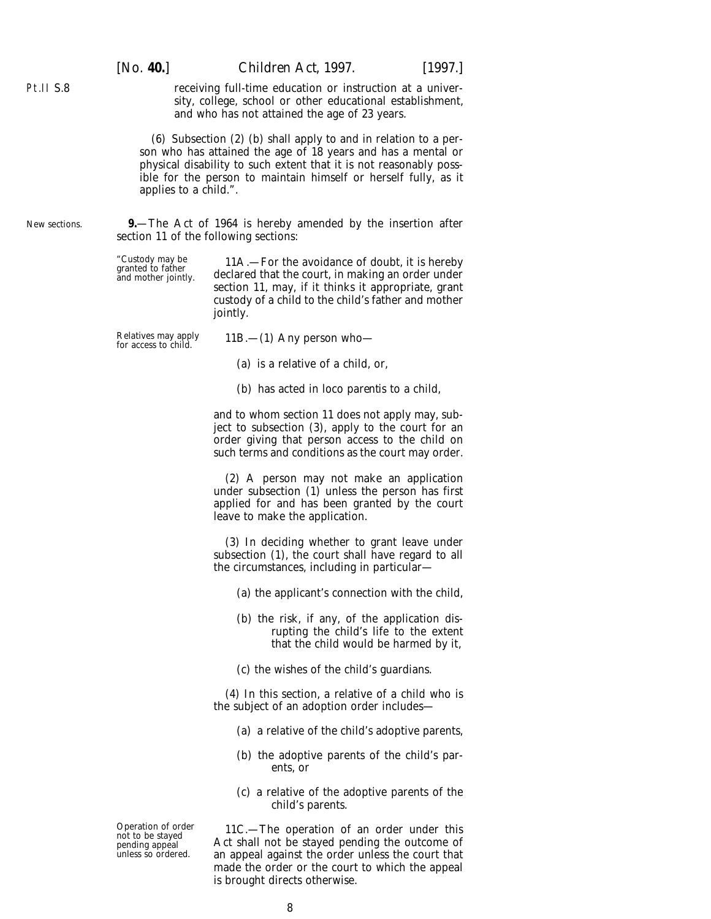receiving full-time education or instruction at a university, college, school or other educational establishment, and who has not attained the age of 23 years.

(6) Subsection (2) (*b*) shall apply to and in relation to a person who has attained the age of 18 years and has a mental or physical disability to such extent that it is not reasonably possible for the person to maintain himself or herself fully, as it applies to a child.”.

New sections.

**9.**—The Act of 1964 is hereby amended by the insertion after section 11 of the following sections:

“Custody may be granted to father and mother jointly.

11A.—For the avoidance of doubt, it is hereby declared that the court, in making an order under section 11, may, if it thinks it appropriate, grant custody of a child to the child’s father and mother jointly.

Relatives may apply for access to child.

11B.—(1) Any person who—

(*a*) is a relative of a child, or,

(*b*) has acted *in loco parentis* to a child,

and to whom section 11 does not apply may, subject to subsection (3), apply to the court for an order giving that person access to the child on such terms and conditions as the court may order.

(2) A person may not make an application under subsection (1) unless the person has first applied for and has been granted by the court leave to make the application.

(3) In deciding whether to grant leave under subsection (1), the court shall have regard to all the circumstances, including in particular—

(*a*) the applicant’s connection with the child,

(*b*) the risk, if any, of the application disrupting the child’s life to the extent that the child would be harmed by it,

(*c*) the wishes of the child’s guardians.

(4) In this section, a relative of a child who is the subject of an adoption order includes—

(*a*) a relative of the child’s adoptive parents,

(*b*) the adoptive parents of the child’s parents, or

(*c*) a relative of the adoptive parents of the child’s parents.

Operation of order not to be stayed pending appeal unless so ordered.

11C.—The operation of an order under this Act shall not be stayed pending the outcome of an appeal against the order unless the court that made the order or the court to which the appeal is brought directs otherwise.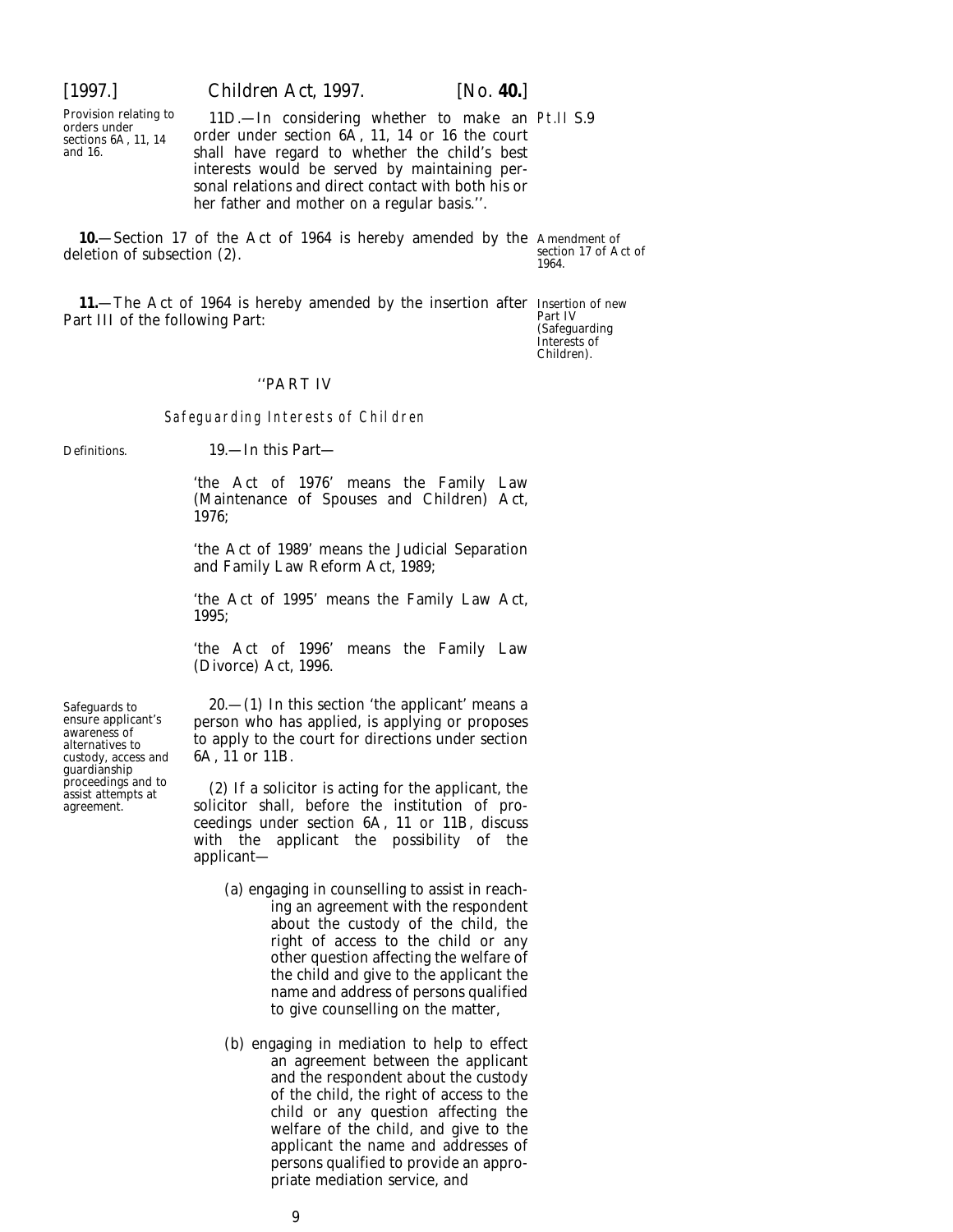Provision relating to orders under sections 6A, 11, 14 and 16.

11D.—In considering whether to make an order under section 6A, 11, 14 or 16 the court shall have regard to whether the child's best interests would be served by maintaining personal relations and direct contact with both his or her father and mother on a regular basis.''.

Amendment of section 17 of Act of 1964.

**10.**—Section 17 of the Act of 1964 is hereby amended by the deletion of subsection (2).

Insertion of new Part IV (Safeguarding Interests of Children).

**11.**—The Act of 1964 is hereby amended by the insertion after Part III of the following Part:

''PART IV

*Safeguarding Interests of Children*

Definitions.

19.—In this Part—

'the Act of 1976' means the Family Law (Maintenance of Spouses and Children) Act, 1976;

'the Act of 1989' means the Judicial Separation and Family Law Reform Act, 1989;

'the Act of 1995' means the Family Law Act, 1995;

'the Act of 1996' means the Family Law (Divorce) Act, 1996.

Safeguards to ensure applicant's awareness of alternatives to custody, access and guardianship proceedings and to assist attempts at agreement.

20.—(1) In this section 'the applicant' means a person who has applied, is applying or proposes to apply to the court for directions under section 6A, 11 or 11B.

(2) If a solicitor is acting for the applicant, the solicitor shall, before the institution of proceedings under section 6A, 11 or 11B, discuss with the applicant the possibility of the applicant—

(a) engaging in counselling to assist in reaching an agreement with the respondent about the custody of the child, the right of access to the child or any other question affecting the welfare of the child and give to the applicant the name and address of persons qualified to give counselling on the matter,

(b) engaging in mediation to help to effect an agreement between the applicant and the respondent about the custody of the child, the right of access to the child or any question affecting the welfare of the child, and give to the applicant the name and addresses of persons qualified to provide an appropriate mediation service, and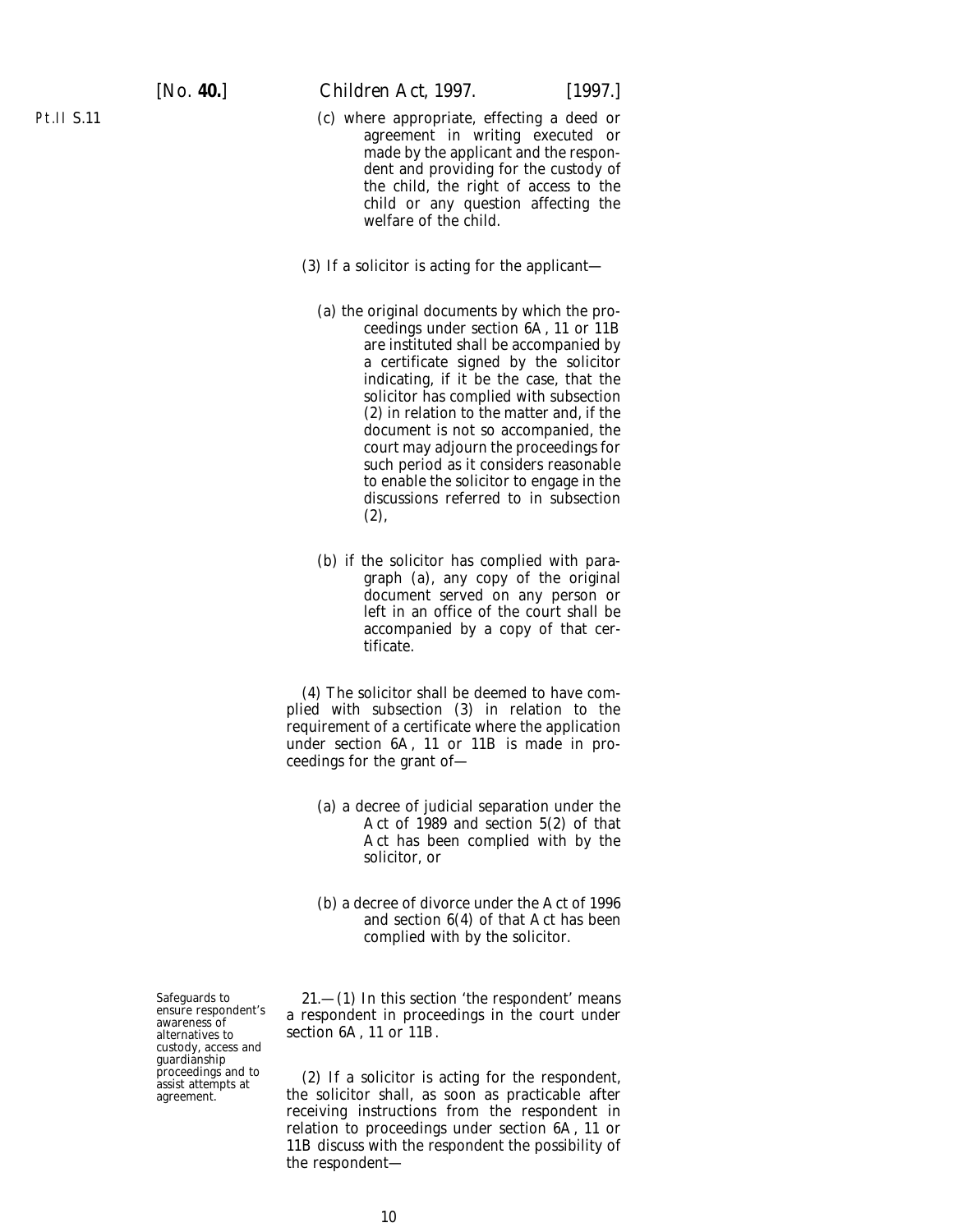(c) where appropriate, effecting a deed or agreement in writing executed or made by the applicant and the respondent and providing for the custody of the child, the right of access to the child or any question affecting the welfare of the child.

(3) If a solicitor is acting for the applicant—

(a) the original documents by which the proceedings under section 6A, 11 or 11B are instituted shall be accompanied by a certificate signed by the solicitor indicating, if it be the case, that the solicitor has complied with subsection (2) in relation to the matter and, if the document is not so accompanied, the court may adjourn the proceedings for such period as it considers reasonable to enable the solicitor to engage in the discussions referred to in subsection (2),

(b) if the solicitor has complied with paragraph (a), any copy of the original document served on any person or left in an office of the court shall be accompanied by a copy of that certificate.

(4) The solicitor shall be deemed to have complied with subsection (3) in relation to the requirement of a certificate where the application under section 6A, 11 or 11B is made in proceedings for the grant of—

(a) a decree of judicial separation under the Act of 1989 and section 5(2) of that Act has been complied with by the solicitor, or

(b) a decree of divorce under the Act of 1996 and section 6(4) of that Act has been complied with by the solicitor.

*Safeguards to ensure respondent's awareness of alternatives to custody, access and guardianship proceedings and to assist attempts at agreement.*

21.—(1) In this section 'the respondent' means a respondent in proceedings in the court under section 6A, 11 or 11B.

(2) If a solicitor is acting for the respondent, the solicitor shall, as soon as practicable after receiving instructions from the respondent in relation to proceedings under section 6A, 11 or 11B discuss with the respondent the possibility of the respondent—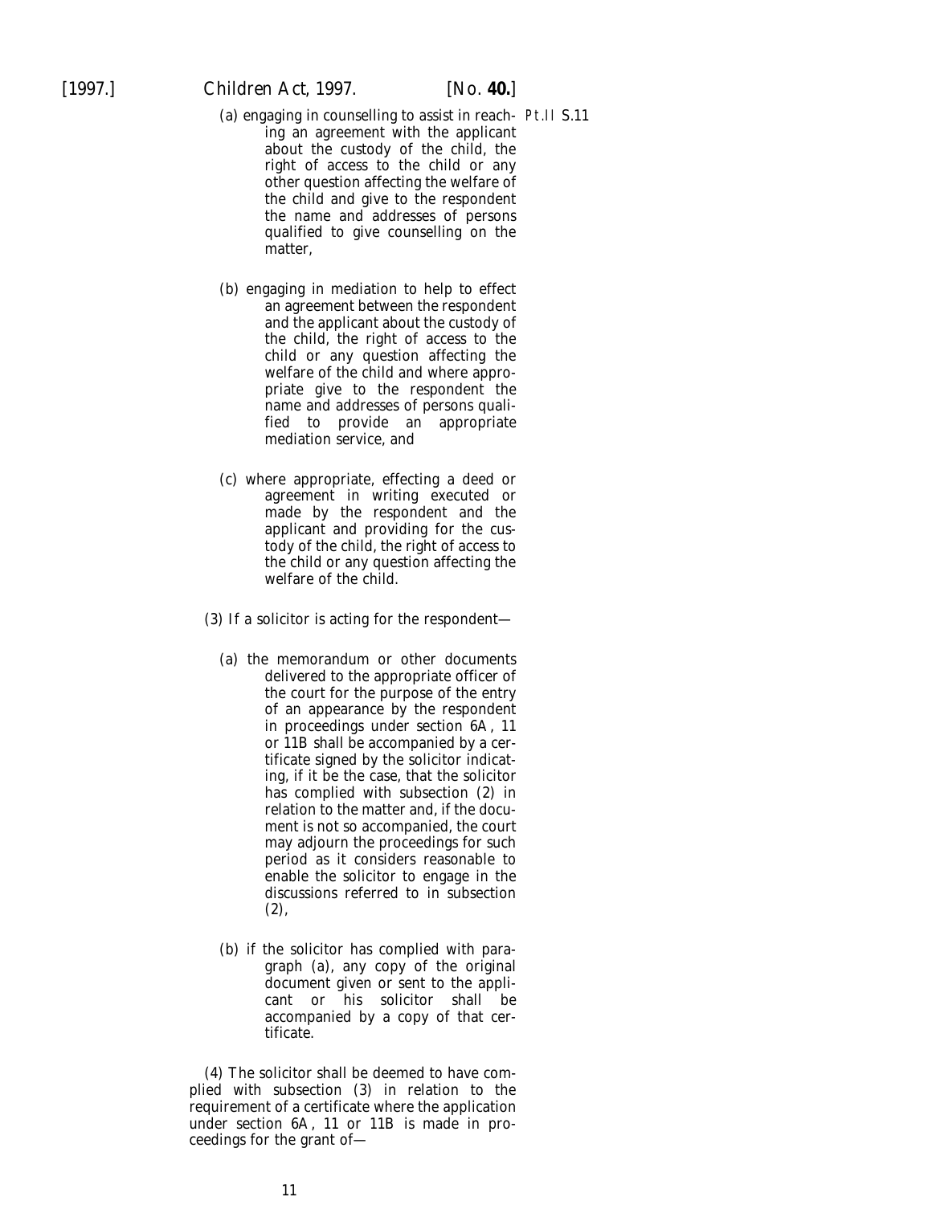(*a*) engaging in counselling to assist in reaching an agreement with the applicant about the custody of the child, the right of access to the child or any other question affecting the welfare of the child and give to the respondent the name and addresses of persons qualified to give counselling on the matter,

(*b*) engaging in mediation to help to effect an agreement between the respondent and the applicant about the custody of the child, the right of access to the child or any question affecting the welfare of the child and where appropriate give to the respondent the name and addresses of persons qualified to provide an appropriate mediation service, and

(*c*) where appropriate, effecting a deed or agreement in writing executed or made by the respondent and the applicant and providing for the custody of the child, the right of access to the child or any question affecting the welfare of the child.

(3) If a solicitor is acting for the respondent—

(*a*) the memorandum or other documents delivered to the appropriate officer of the court for the purpose of the entry of an appearance by the respondent in proceedings under section 6A, 11 or 11B shall be accompanied by a certificate signed by the solicitor indicating, if it be the case, that the solicitor has complied with subsection (2) in relation to the matter and, if the document is not so accompanied, the court may adjourn the proceedings for such period as it considers reasonable to enable the solicitor to engage in the discussions referred to in subsection (2),

(*b*) if the solicitor has complied with paragraph (*a*), any copy of the original document given or sent to the applicant or his solicitor shall be accompanied by a copy of that certificate.

(4) The solicitor shall be deemed to have complied with subsection (3) in relation to the requirement of a certificate where the application under section 6A, 11 or 11B is made in proceedings for the grant of—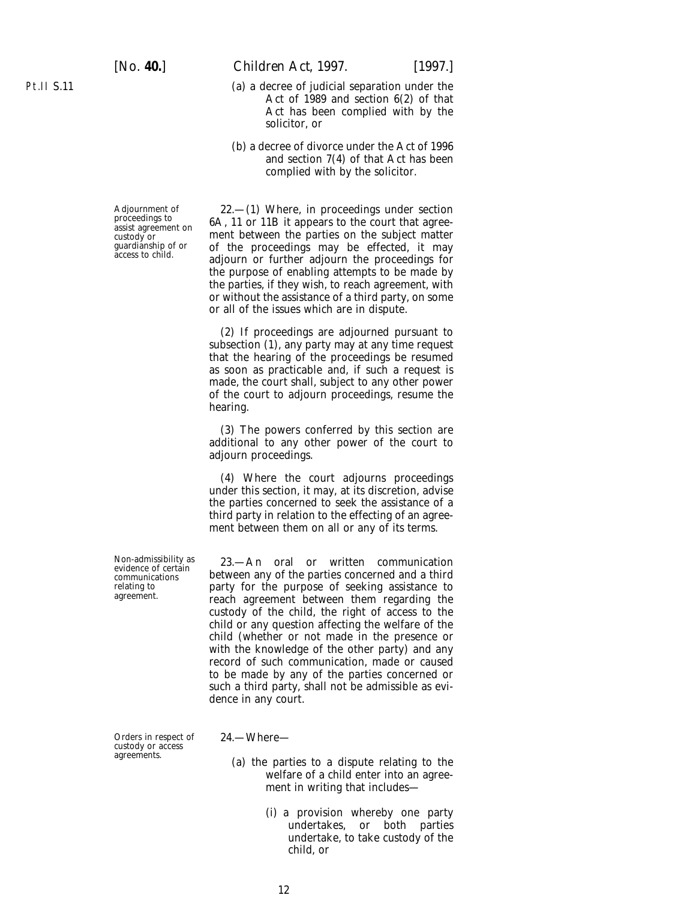(a) a decree of judicial separation under the Act of 1989 and section 6(2) of that Act has been complied with by the solicitor, or

(b) a decree of divorce under the Act of 1996 and section 7(4) of that Act has been complied with by the solicitor.

*Adjournment of proceedings to assist agreement on custody or guardianship of or access to child.*

22.—(1) Where, in proceedings under section 6A, 11 or 11B it appears to the court that agreement between the parties on the subject matter of the proceedings may be effected, it may adjourn or further adjourn the proceedings for the purpose of enabling attempts to be made by the parties, if they wish, to reach agreement, with or without the assistance of a third party, on some or all of the issues which are in dispute.

(2) If proceedings are adjourned pursuant to subsection (1), any party may at any time request that the hearing of the proceedings be resumed as soon as practicable and, if such a request is made, the court shall, subject to any other power of the court to adjourn proceedings, resume the hearing.

(3) The powers conferred by this section are additional to any other power of the court to adjourn proceedings.

(4) Where the court adjourns proceedings under this section, it may, at its discretion, advise the parties concerned to seek the assistance of a third party in relation to the effecting of an agreement between them on all or any of its terms.

*Non-admissibility as evidence of certain communications relating to agreement.*

23.—An oral or written communication between any of the parties concerned and a third party for the purpose of seeking assistance to reach agreement between them regarding the custody of the child, the right of access to the child or any question affecting the welfare of the child (whether or not made in the presence or with the knowledge of the other party) and any record of such communication, made or caused to be made by any of the parties concerned or such a third party, shall not be admissible as evidence in any court.

*Orders in respect of custody or access agreements.*

24.—Where—

(a) the parties to a dispute relating to the welfare of a child enter into an agreement in writing that includes—

(i) a provision whereby one party undertakes, or both parties undertake, to take custody of the child, or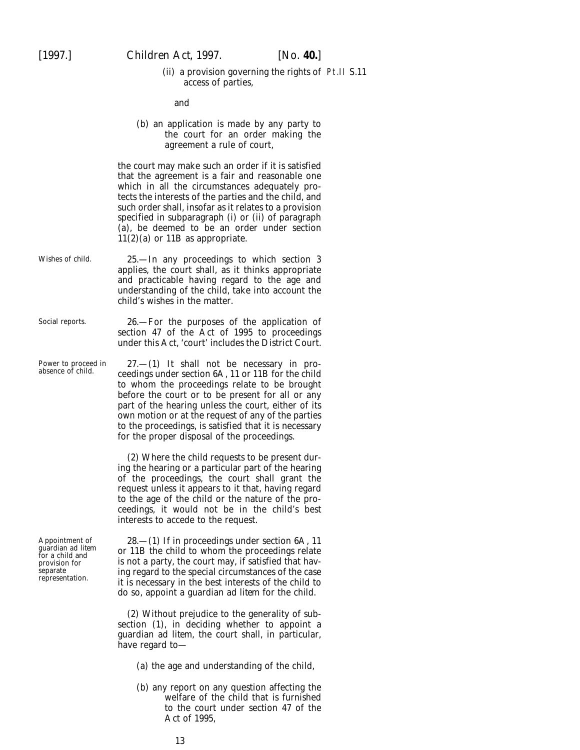(ii) a provision governing the rights of access of parties,

and

(b) an application is made by any party to the court for an order making the agreement a rule of court,

the court may make such an order if it is satisfied that the agreement is a fair and reasonable one which in all the circumstances adequately protects the interests of the parties and the child, and such order shall, insofar as it relates to a provision specified in subparagraph (i) or (ii) of paragraph (a), be deemed to be an order under section 11(2)(a) or 11B as appropriate.

*Wishes of child.*

25.—In any proceedings to which section 3 applies, the court shall, as it thinks appropriate and practicable having regard to the age and understanding of the child, take into account the child's wishes in the matter.

*Social reports.*

26.—For the purposes of the application of section 47 of the Act of 1995 to proceedings under this Act, 'court' includes the District Court.

*Power to proceed in absence of child.*

27.—(1) It shall not be necessary in proceedings under section 6A, 11 or 11B for the child to whom the proceedings relate to be brought before the court or to be present for all or any part of the hearing unless the court, either of its own motion or at the request of any of the parties to the proceedings, is satisfied that it is necessary for the proper disposal of the proceedings.

(2) Where the child requests to be present during the hearing or a particular part of the hearing of the proceedings, the court shall grant the request unless it appears to it that, having regard to the age of the child or the nature of the proceedings, it would not be in the child's best interests to accede to the request.

*Appointment of guardian ad litem for a child and provision for separate representation.*

28.—(1) If in proceedings under section 6A, 11 or 11B the child to whom the proceedings relate is not a party, the court may, if satisfied that having regard to the special circumstances of the case it is necessary in the best interests of the child to do so, appoint a guardian *ad litem* for the child.

(2) Without prejudice to the generality of subsection (1), in deciding whether to appoint a guardian *ad litem*, the court shall, in particular, have regard to—

(a) the age and understanding of the child,

(b) any report on any question affecting the welfare of the child that is furnished to the court under section 47 of the Act of 1995,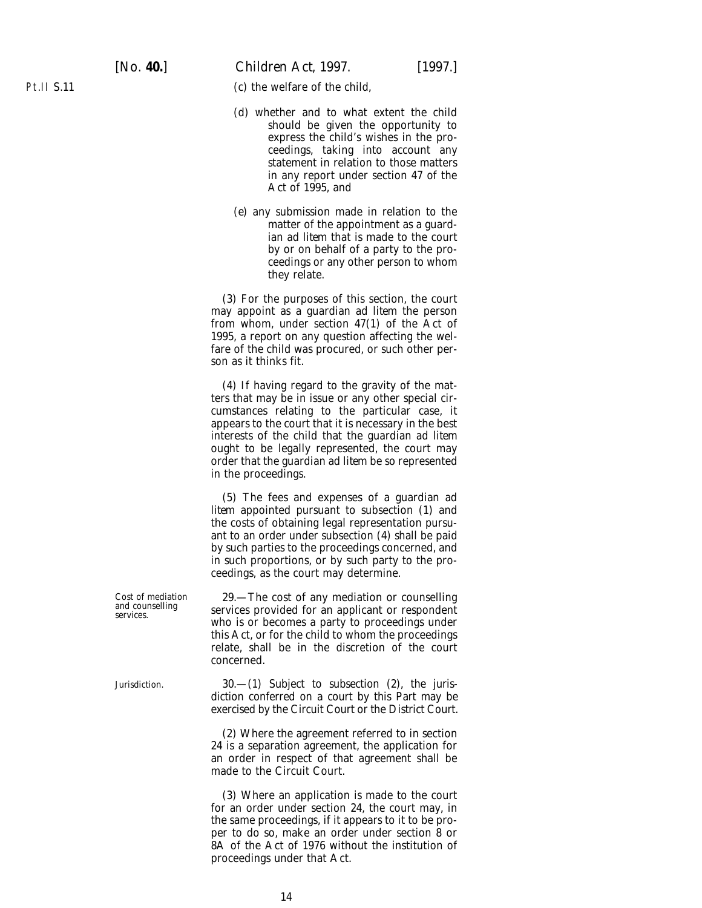(c) the welfare of the child,

(d) whether and to what extent the child should be given the opportunity to express the child's wishes in the proceedings, taking into account any statement in relation to those matters in any report under section 47 of the Act of 1995, and

(e) any submission made in relation to the matter of the appointment as a guardian *ad litem* that is made to the court by or on behalf of a party to the proceedings or any other person to whom they relate.

(3) For the purposes of this section, the court may appoint as a guardian *ad litem* the person from whom, under section 47(1) of the Act of 1995, a report on any question affecting the welfare of the child was procured, or such other person as it thinks fit.

(4) If having regard to the gravity of the matters that may be in issue or any other special circumstances relating to the particular case, it appears to the court that it is necessary in the best interests of the child that the guardian *ad litem* ought to be legally represented, the court may order that the guardian *ad litem* be so represented in the proceedings.

(5) The fees and expenses of a guardian *ad litem* appointed pursuant to subsection (1) and the costs of obtaining legal representation pursuant to an order under subsection (4) shall be paid by such parties to the proceedings concerned, and in such proportions, or by such party to the proceedings, as the court may determine.

*Cost of mediation and counselling services.*

29.—The cost of any mediation or counselling services provided for an applicant or respondent who is or becomes a party to proceedings under this Act, or for the child to whom the proceedings relate, shall be in the discretion of the court concerned.

*Jurisdiction.*

30.—(1) Subject to subsection (2), the jurisdiction conferred on a court by this Part may be exercised by the Circuit Court or the District Court.

(2) Where the agreement referred to in section 24 is a separation agreement, the application for an order in respect of that agreement shall be made to the Circuit Court.

(3) Where an application is made to the court for an order under section 24, the court may, in the same proceedings, if it appears to it to be proper to do so, make an order under section 8 or 8A of the Act of 1976 without the institution of proceedings under that Act.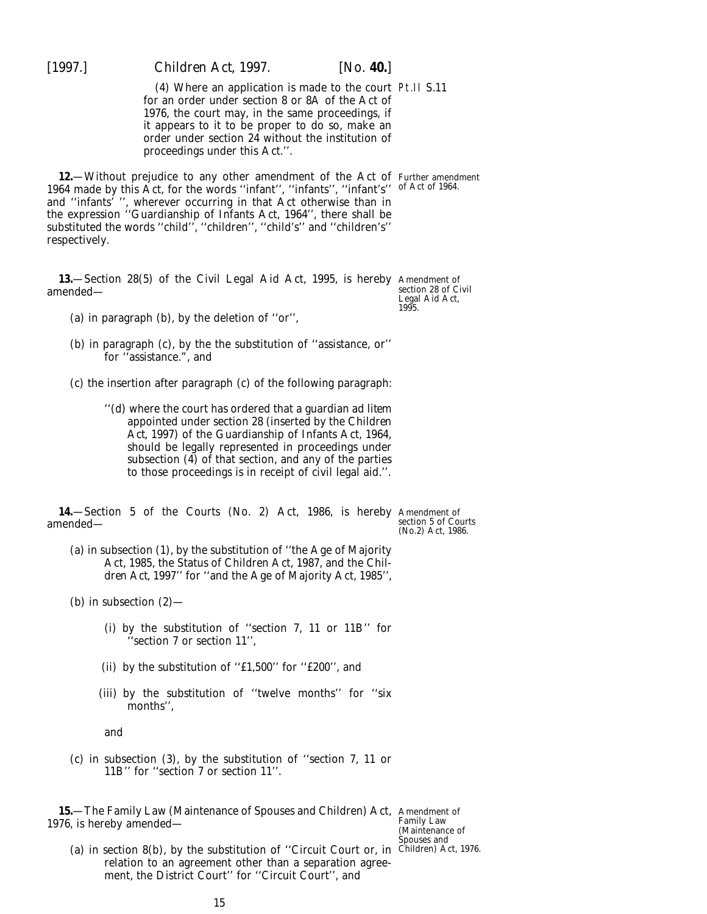(4) Where an application is made to the court for an order under section 8 or 8A of the Act of 1976, the court may, in the same proceedings, if it appears to it to be proper to do so, make an order under section 24 without the institution of proceedings under this Act.''.

Pt.II S.11

**12.**—Without prejudice to any other amendment of the Act of 1964 made by this Act, for the words ''infant'', ''infants'', ''infant's'' and ''infants' '', wherever occurring in that Act otherwise than in the expression ''Guardianship of Infants Act, 1964'', there shall be substituted the words ''child'', ''children'', ''child's'' and ''children's'' respectively.

Further amendment of Act of 1964.

**13.**—Section 28(5) of the Civil Legal Aid Act, 1995, is hereby amended—

Amendment of section 28 of Civil Legal Aid Act, 1995.

(*a*) in paragraph (*b*), by the deletion of ''or'',

(*b*) in paragraph (*c*), by the the substitution of ''assistance, or'' for ''assistance.'', and

(*c*) the insertion after paragraph (*c*) of the following paragraph:

> ''(*d*) where the court has ordered that a guardian *ad litem* appointed under section 28 (inserted by the Children Act, 1997) of the Guardianship of Infants Act, 1964, should be legally represented in proceedings under subsection (4) of that section, and any of the parties to those proceedings is in receipt of civil legal aid.''.

**14.**—Section 5 of the Courts (No. 2) Act, 1986, is hereby amended—

Amendment of section 5 of Courts (No.2) Act, 1986.

(*a*) in subsection (1), by the substitution of ''the Age of Majority Act, 1985, the Status of Children Act, 1987, and the Children Act, 1997'' for ''and the Age of Majority Act, 1985'',

(*b*) in subsection (2)—

> (i) by the substitution of ''section 7, 11 or 11B'' for ''section 7 or section 11'',
>
> (ii) by the substitution of ''£1,500'' for ''£200'', and
>
> (iii) by the substitution of ''twelve months'' for ''six months'',
>
> and

(*c*) in subsection (3), by the substitution of ''section 7, 11 or 11B'' for ''section 7 or section 11''.

**15.**—The Family Law (Maintenance of Spouses and Children) Act, 1976, is hereby amended—

Amendment of Family Law (Maintenance of Spouses and Children) Act, 1976.

(*a*) in section 8(*b*), by the substitution of ''Circuit Court or, in relation to an agreement other than a separation agreement, the District Court'' for ''Circuit Court'', and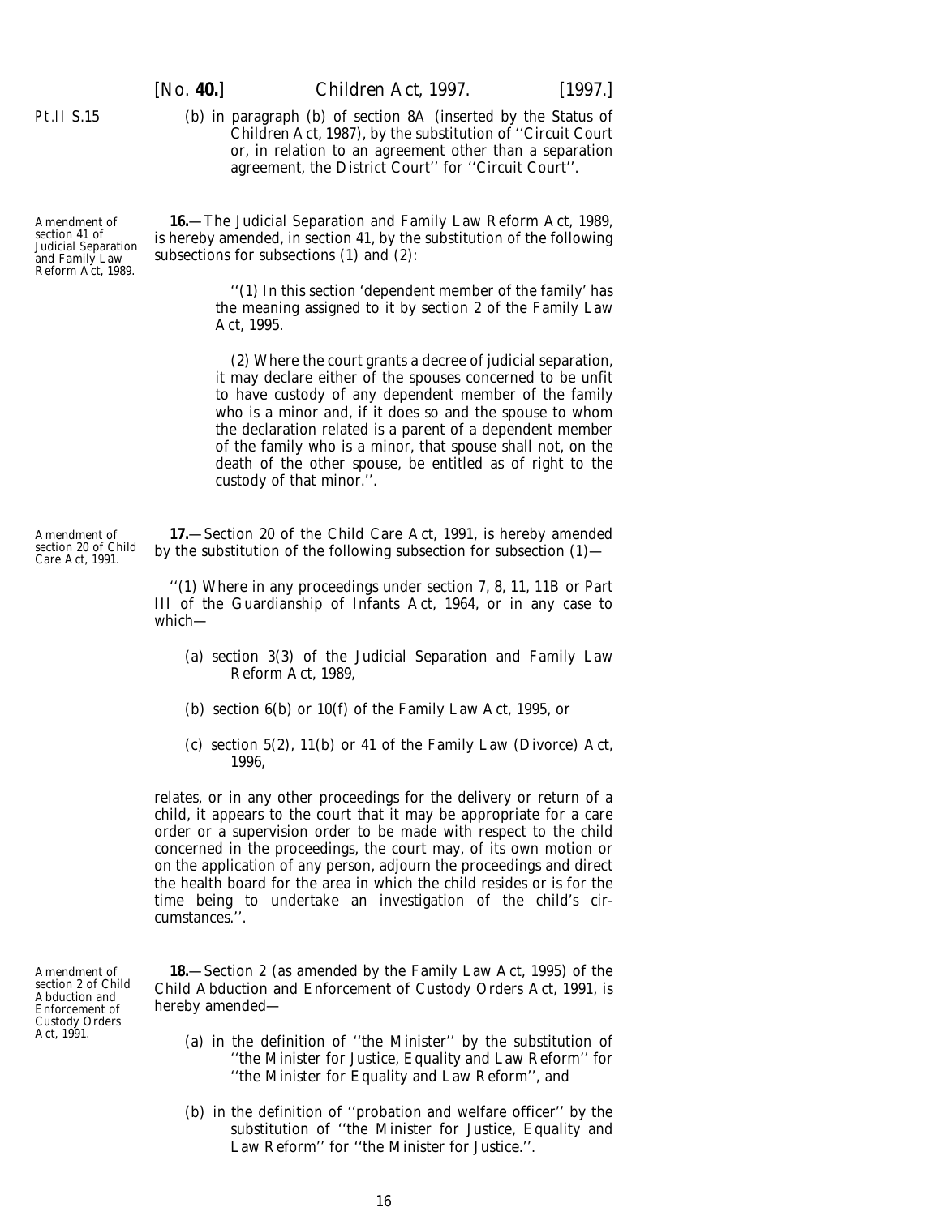(b) in paragraph (b) of section 8A (inserted by the Status of Children Act, 1987), by the substitution of ''Circuit Court or, in relation to an agreement other than a separation agreement, the District Court'' for ''Circuit Court''.

*Amendment of section 41 of Judicial Separation and Family Law Reform Act, 1989.*

**16.**—The Judicial Separation and Family Law Reform Act, 1989, is hereby amended, in section 41, by the substitution of the following subsections for subsections (1) and (2):

> ''(1) In this section 'dependent member of the family' has the meaning assigned to it by section 2 of the Family Law Act, 1995.
>
> (2) Where the court grants a decree of judicial separation, it may declare either of the spouses concerned to be unfit to have custody of any dependent member of the family who is a minor and, if it does so and the spouse to whom the declaration related is a parent of a dependent member of the family who is a minor, that spouse shall not, on the death of the other spouse, be entitled as of right to the custody of that minor.''.

*Amendment of section 20 of Child Care Act, 1991.*

**17.**—Section 20 of the Child Care Act, 1991, is hereby amended by the substitution of the following subsection for subsection (1)—

> ''(1) Where in any proceedings under section 7, 8, 11, 11B or Part III of the Guardianship of Infants Act, 1964, or in any case to which—
>
> (a) section 3(3) of the Judicial Separation and Family Law Reform Act, 1989,
>
> (b) section 6(b) or 10(f) of the Family Law Act, 1995, or
>
> (c) section 5(2), 11(b) or 41 of the Family Law (Divorce) Act, 1996,
>
> relates, or in any other proceedings for the delivery or return of a child, it appears to the court that it may be appropriate for a care order or a supervision order to be made with respect to the child concerned in the proceedings, the court may, of its own motion or on the application of any person, adjourn the proceedings and direct the health board for the area in which the child resides or is for the time being to undertake an investigation of the child's circumstances.''.

*Amendment of section 2 of Child Abduction and Enforcement of Custody Orders Act, 1991.*

**18.**—Section 2 (as amended by the Family Law Act, 1995) of the Child Abduction and Enforcement of Custody Orders Act, 1991, is hereby amended—

(a) in the definition of ''the Minister'' by the substitution of ''the Minister for Justice, Equality and Law Reform'' for ''the Minister for Equality and Law Reform'', and

(b) in the definition of ''probation and welfare officer'' by the substitution of ''the Minister for Justice, Equality and Law Reform'' for ''the Minister for Justice.''.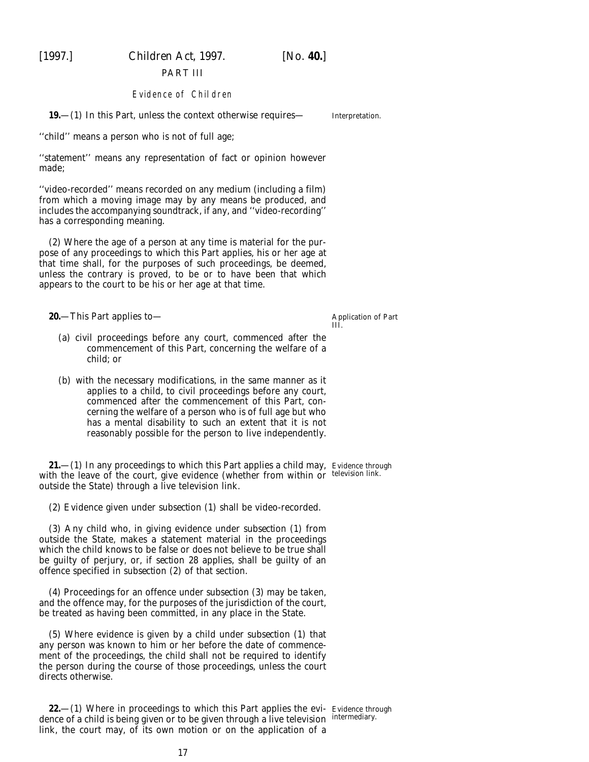## PART III

### *Evidence of Children*

**19.**—(1) In this Part, unless the context otherwise requires—

Interpretation.

''child'' means a person who is not of full age;

''statement'' means any representation of fact or opinion however made;

''video-recorded'' means recorded on any medium (including a film) from which a moving image may by any means be produced, and includes the accompanying soundtrack, if any, and ''video-recording'' has a corresponding meaning.

(2) Where the age of a person at any time is material for the purpose of any proceedings to which this Part applies, his or her age at that time shall, for the purposes of such proceedings, be deemed, unless the contrary is proved, to be or to have been that which appears to the court to be his or her age at that time.

**20.**—This Part applies to—

Application of Part III.

(*a*) civil proceedings before any court, commenced after the commencement of this Part, concerning the welfare of a child; or

(*b*) with the necessary modifications, in the same manner as it applies to a child, to civil proceedings before any court, commenced after the commencement of this Part, concerning the welfare of a person who is of full age but who has a mental disability to such an extent that it is not reasonably possible for the person to live independently.

**21.**—(1) In any proceedings to which this Part applies a child may, with the leave of the court, give evidence (whether from within or outside the State) through a live television link.

Evidence through television link.

(2) Evidence given under *subsection (1)* shall be video-recorded.

(3) Any child who, in giving evidence under *subsection (1)* from outside the State, makes a statement material in the proceedings which the child knows to be false or does not believe to be true shall be guilty of perjury, or, if *section 28* applies, shall be guilty of an offence specified in *subsection (2)* of that section.

(4) Proceedings for an offence under *subsection (3)* may be taken, and the offence may, for the purposes of the jurisdiction of the court, be treated as having been committed, in any place in the State.

(5) Where evidence is given by a child under *subsection (1)* that any person was known to him or her before the date of commencement of the proceedings, the child shall not be required to identify the person during the course of those proceedings, unless the court directs otherwise.

**22.**—(1) Where in proceedings to which this Part applies the evidence of a child is being given or to be given through a live television link, the court may, of its own motion or on the application of a

Evidence through intermediary.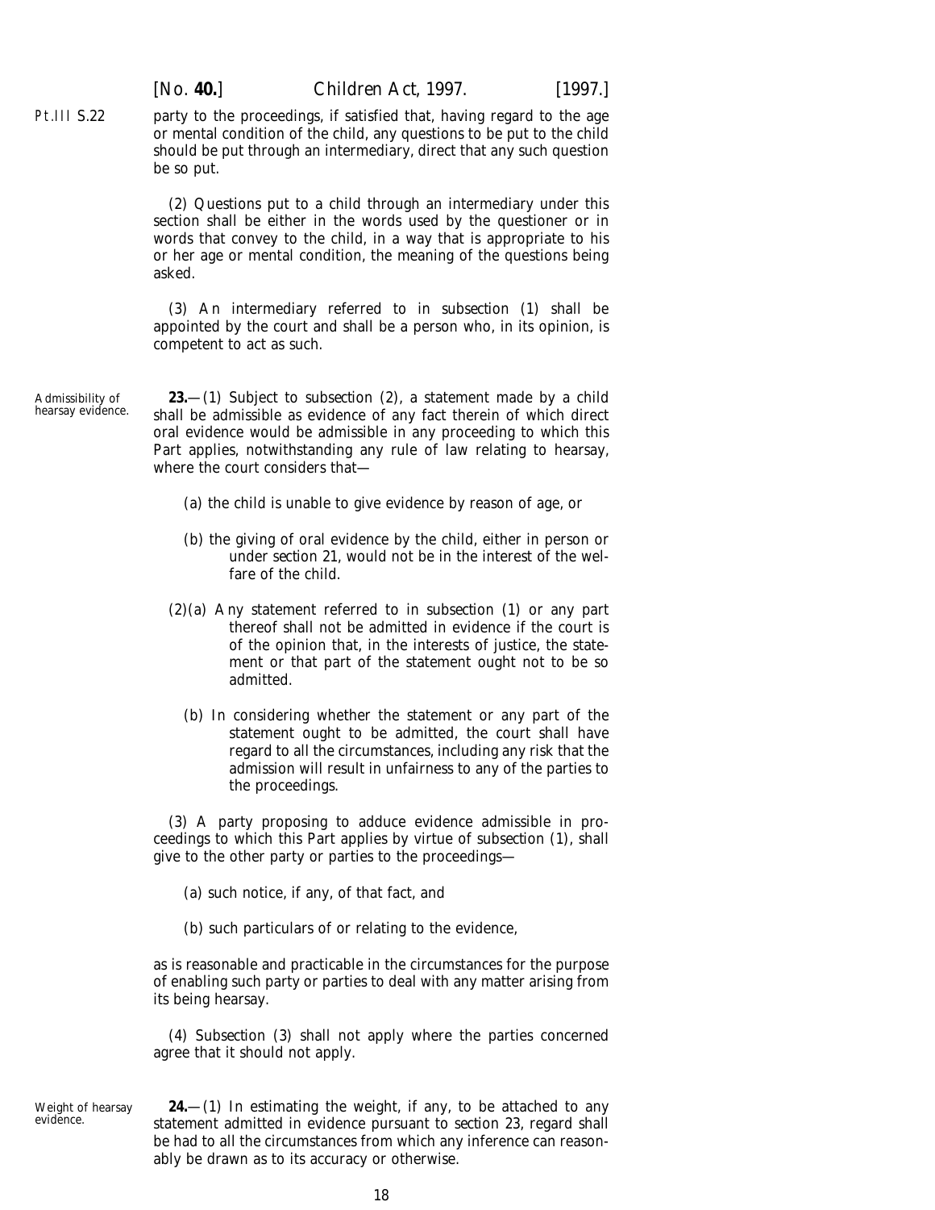party to the proceedings, if satisfied that, having regard to the age or mental condition of the child, any questions to be put to the child should be put through an intermediary, direct that any such question be so put.

(2) Questions put to a child through an intermediary under this section shall be either in the words used by the questioner or in words that convey to the child, in a way that is appropriate to his or her age or mental condition, the meaning of the questions being asked.

(3) An intermediary referred to in *subsection (1)* shall be appointed by the court and shall be a person who, in its opinion, is competent to act as such.

Admissibility of hearsay evidence.

**23.**—(1) Subject to *subsection (2)*, a statement made by a child shall be admissible as evidence of any fact therein of which direct oral evidence would be admissible in any proceeding to which this Part applies, notwithstanding any rule of law relating to hearsay, where the court considers that—

(*a*) the child is unable to give evidence by reason of age, or

(*b*) the giving of oral evidence by the child, either in person or under *section 21*, would not be in the interest of the welfare of the child.

(2)(*a*) Any statement referred to in *subsection (1)* or any part thereof shall not be admitted in evidence if the court is of the opinion that, in the interests of justice, the statement or that part of the statement ought not to be so admitted.

(*b*) In considering whether the statement or any part of the statement ought to be admitted, the court shall have regard to all the circumstances, including any risk that the admission will result in unfairness to any of the parties to the proceedings.

(3) A party proposing to adduce evidence admissible in proceedings to which this Part applies by virtue of *subsection (1)*, shall give to the other party or parties to the proceedings—

(*a*) such notice, if any, of that fact, and

(*b*) such particulars of or relating to the evidence,

as is reasonable and practicable in the circumstances for the purpose of enabling such party or parties to deal with any matter arising from its being hearsay.

(4) *Subsection (3)* shall not apply where the parties concerned agree that it should not apply.

Weight of hearsay evidence.

**24.**—(1) In estimating the weight, if any, to be attached to any statement admitted in evidence pursuant to *section 23*, regard shall be had to all the circumstances from which any inference can reasonably be drawn as to its accuracy or otherwise.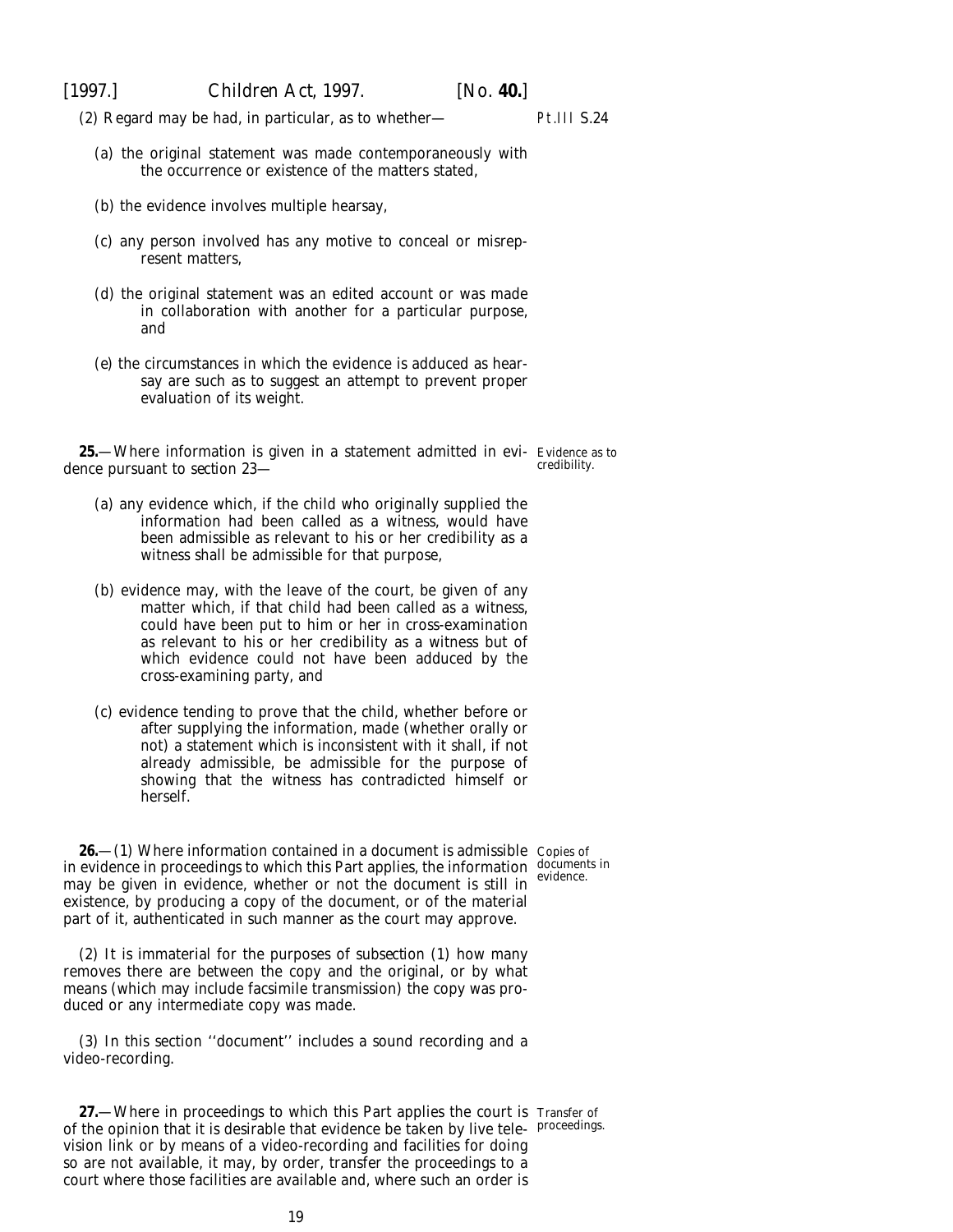(2) Regard may be had, in particular, as to whether—

(a) the original statement was made contemporaneously with the occurrence or existence of the matters stated,

(b) the evidence involves multiple hearsay,

(c) any person involved has any motive to conceal or misrepresent matters,

(d) the original statement was an edited account or was made in collaboration with another for a particular purpose, and

(e) the circumstances in which the evidence is adduced as hearsay are such as to suggest an attempt to prevent proper evaluation of its weight.

*Evidence as to credibility.*

**25.**—Where information is given in a statement admitted in evidence pursuant to *section 23*—

(a) any evidence which, if the child who originally supplied the information had been called as a witness, would have been admissible as relevant to his or her credibility as a witness shall be admissible for that purpose,

(b) evidence may, with the leave of the court, be given of any matter which, if that child had been called as a witness, could have been put to him or her in cross-examination as relevant to his or her credibility as a witness but of which evidence could not have been adduced by the cross-examining party, and

(c) evidence tending to prove that the child, whether before or after supplying the information, made (whether orally or not) a statement which is inconsistent with it shall, if not already admissible, be admissible for the purpose of showing that the witness has contradicted himself or herself.

*Copies of documents in evidence.*

**26.**—(1) Where information contained in a document is admissible in evidence in proceedings to which this Part applies, the information may be given in evidence, whether or not the document is still in existence, by producing a copy of the document, or of the material part of it, authenticated in such manner as the court may approve.

(2) It is immaterial for the purposes of *subsection (1)* how many removes there are between the copy and the original, or by what means (which may include facsimile transmission) the copy was produced or any intermediate copy was made.

(3) In this section ''document'' includes a sound recording and a video-recording.

*Transfer of proceedings.*

**27.**—Where in proceedings to which this Part applies the court is of the opinion that it is desirable that evidence be taken by live television link or by means of a video-recording and facilities for doing so are not available, it may, by order, transfer the proceedings to a court where those facilities are available and, where such an order is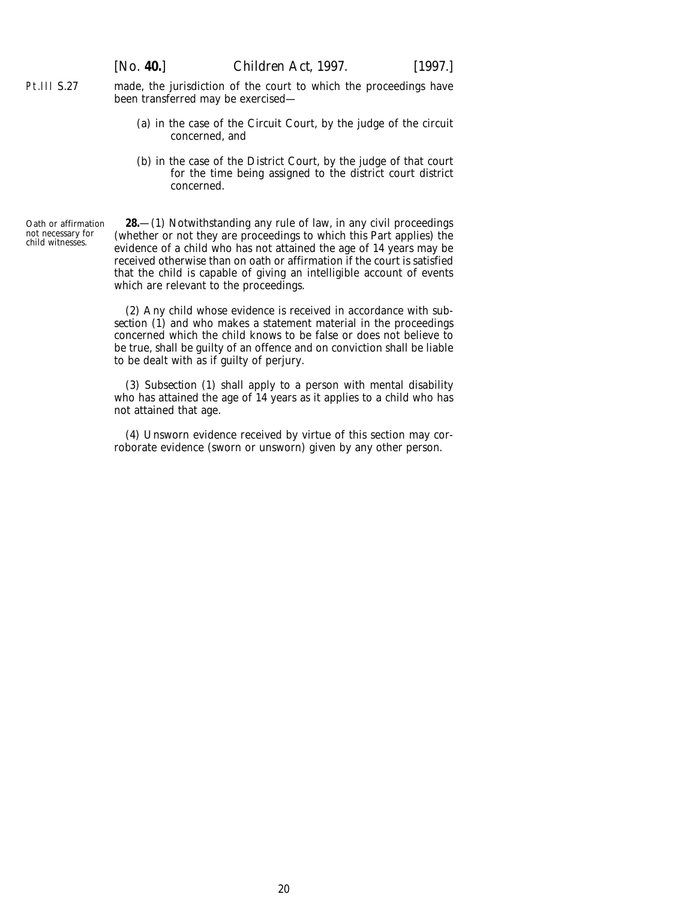made, the jurisdiction of the court to which the proceedings have been transferred may be exercised—

(*a*) in the case of the Circuit Court, by the judge of the circuit concerned, and

(*b*) in the case of the District Court, by the judge of that court for the time being assigned to the district court district concerned.

Oath or affirmation not necessary for child witnesses.

**28.**—(1) Notwithstanding any rule of law, in any civil proceedings (whether or not they are proceedings to which this Part applies) the evidence of a child who has not attained the age of 14 years may be received otherwise than on oath or affirmation if the court is satisfied that the child is capable of giving an intelligible account of events which are relevant to the proceedings.

(2) Any child whose evidence is received in accordance with *subsection (1)* and who makes a statement material in the proceedings concerned which the child knows to be false or does not believe to be true, shall be guilty of an offence and on conviction shall be liable to be dealt with as if guilty of perjury.

(3) *Subsection (1)* shall apply to a person with mental disability who has attained the age of 14 years as it applies to a child who has not attained that age.

(4) Unsworn evidence received by virtue of this section may corroborate evidence (sworn or unsworn) given by any other person.